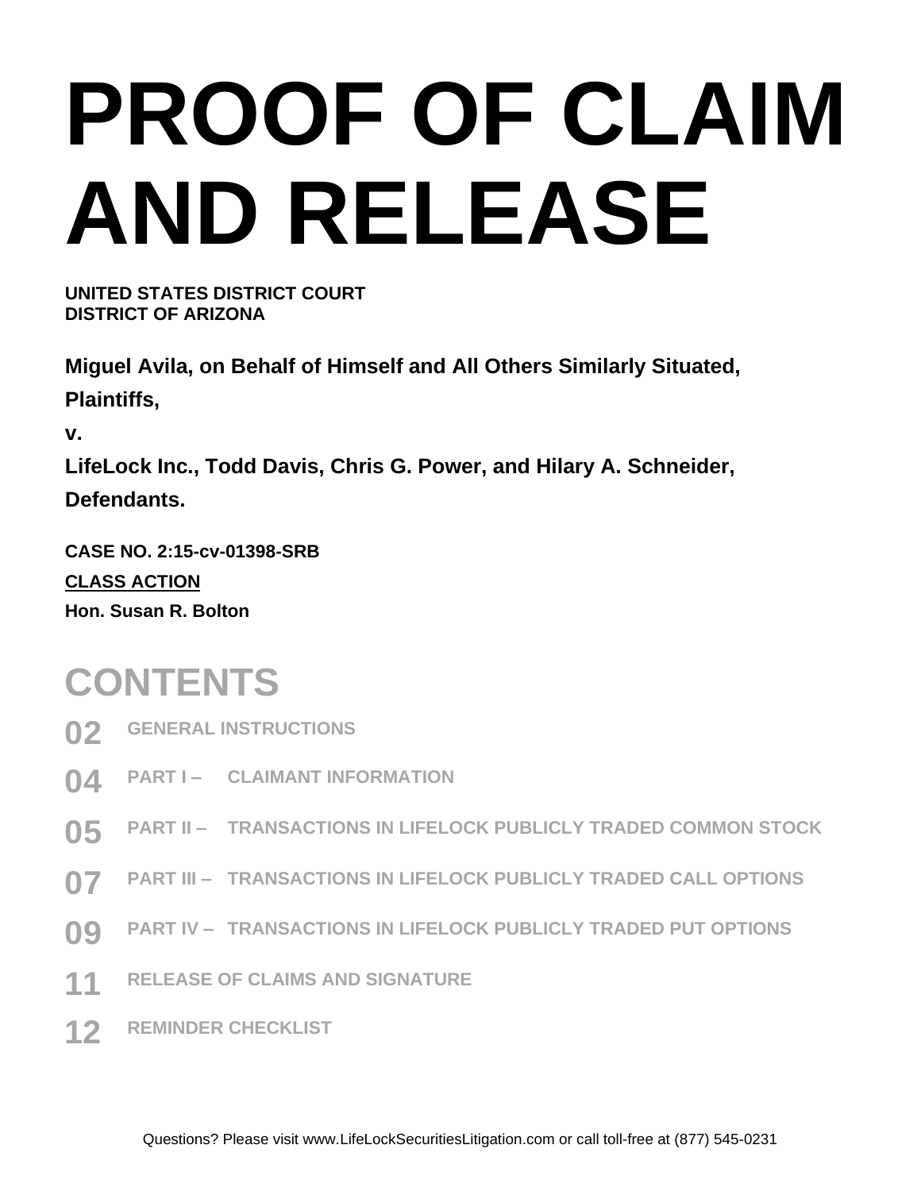# PROOF OF CLAIM AND RELEASE

**UNITED STATES DISTRICT COURT**
**DISTRICT OF ARIZONA**

**Miguel Avila, on Behalf of Himself and All Others Similarly Situated,**

**Plaintiffs,**

**v.**

**LifeLock Inc., Todd Davis, Chris G. Power, and Hilary A. Schneider,**

**Defendants.**

**CASE NO. 2:15-cv-01398-SRB**

**CLASS ACTION**

**Hon. Susan R. Bolton**

## CONTENTS

- **02** GENERAL INSTRUCTIONS
- **04** PART I – CLAIMANT INFORMATION
- **05** PART II – TRANSACTIONS IN LIFELOCK PUBLICLY TRADED COMMON STOCK
- **07** PART III – TRANSACTIONS IN LIFELOCK PUBLICLY TRADED CALL OPTIONS
- **09** PART IV – TRANSACTIONS IN LIFELOCK PUBLICLY TRADED PUT OPTIONS
- **11** RELEASE OF CLAIMS AND SIGNATURE
- **12** REMINDER CHECKLIST

Questions? Please visit www.LifeLockSecuritiesLitigation.com or call toll-free at (877) 545-0231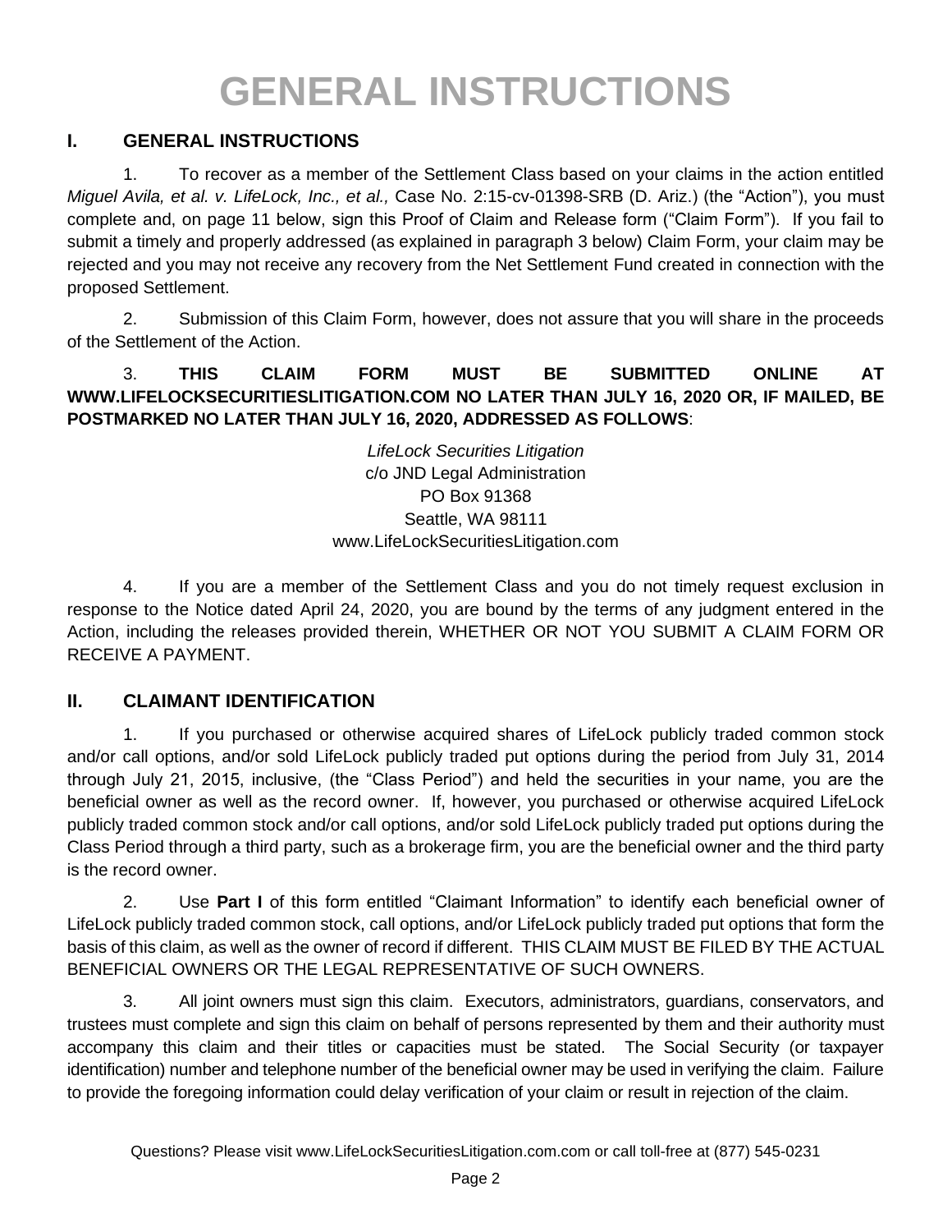# GENERAL INSTRUCTIONS

## I. GENERAL INSTRUCTIONS

1. To recover as a member of the Settlement Class based on your claims in the action entitled *Miguel Avila, et al. v. LifeLock, Inc., et al.,* Case No. 2:15-cv-01398-SRB (D. Ariz.) (the "Action"), you must complete and, on page 11 below, sign this Proof of Claim and Release form ("Claim Form"). If you fail to submit a timely and properly addressed (as explained in paragraph 3 below) Claim Form, your claim may be rejected and you may not receive any recovery from the Net Settlement Fund created in connection with the proposed Settlement.

2. Submission of this Claim Form, however, does not assure that you will share in the proceeds of the Settlement of the Action.

3. **THIS CLAIM FORM MUST BE SUBMITTED ONLINE AT WWW.LIFELOCKSECURITIESLITIGATION.COM NO LATER THAN JULY 16, 2020 OR, IF MAILED, BE POSTMARKED NO LATER THAN JULY 16, 2020, ADDRESSED AS FOLLOWS**:

*LifeLock Securities Litigation*
c/o JND Legal Administration
PO Box 91368
Seattle, WA 98111
www.LifeLockSecuritiesLitigation.com

4. If you are a member of the Settlement Class and you do not timely request exclusion in response to the Notice dated April 24, 2020, you are bound by the terms of any judgment entered in the Action, including the releases provided therein, WHETHER OR NOT YOU SUBMIT A CLAIM FORM OR RECEIVE A PAYMENT.

## II. CLAIMANT IDENTIFICATION

1. If you purchased or otherwise acquired shares of LifeLock publicly traded common stock and/or call options, and/or sold LifeLock publicly traded put options during the period from July 31, 2014 through July 21, 2015, inclusive, (the "Class Period") and held the securities in your name, you are the beneficial owner as well as the record owner. If, however, you purchased or otherwise acquired LifeLock publicly traded common stock and/or call options, and/or sold LifeLock publicly traded put options during the Class Period through a third party, such as a brokerage firm, you are the beneficial owner and the third party is the record owner.

2. Use **Part I** of this form entitled "Claimant Information" to identify each beneficial owner of LifeLock publicly traded common stock, call options, and/or LifeLock publicly traded put options that form the basis of this claim, as well as the owner of record if different. THIS CLAIM MUST BE FILED BY THE ACTUAL BENEFICIAL OWNERS OR THE LEGAL REPRESENTATIVE OF SUCH OWNERS.

3. All joint owners must sign this claim. Executors, administrators, guardians, conservators, and trustees must complete and sign this claim on behalf of persons represented by them and their authority must accompany this claim and their titles or capacities must be stated. The Social Security (or taxpayer identification) number and telephone number of the beneficial owner may be used in verifying the claim. Failure to provide the foregoing information could delay verification of your claim or result in rejection of the claim.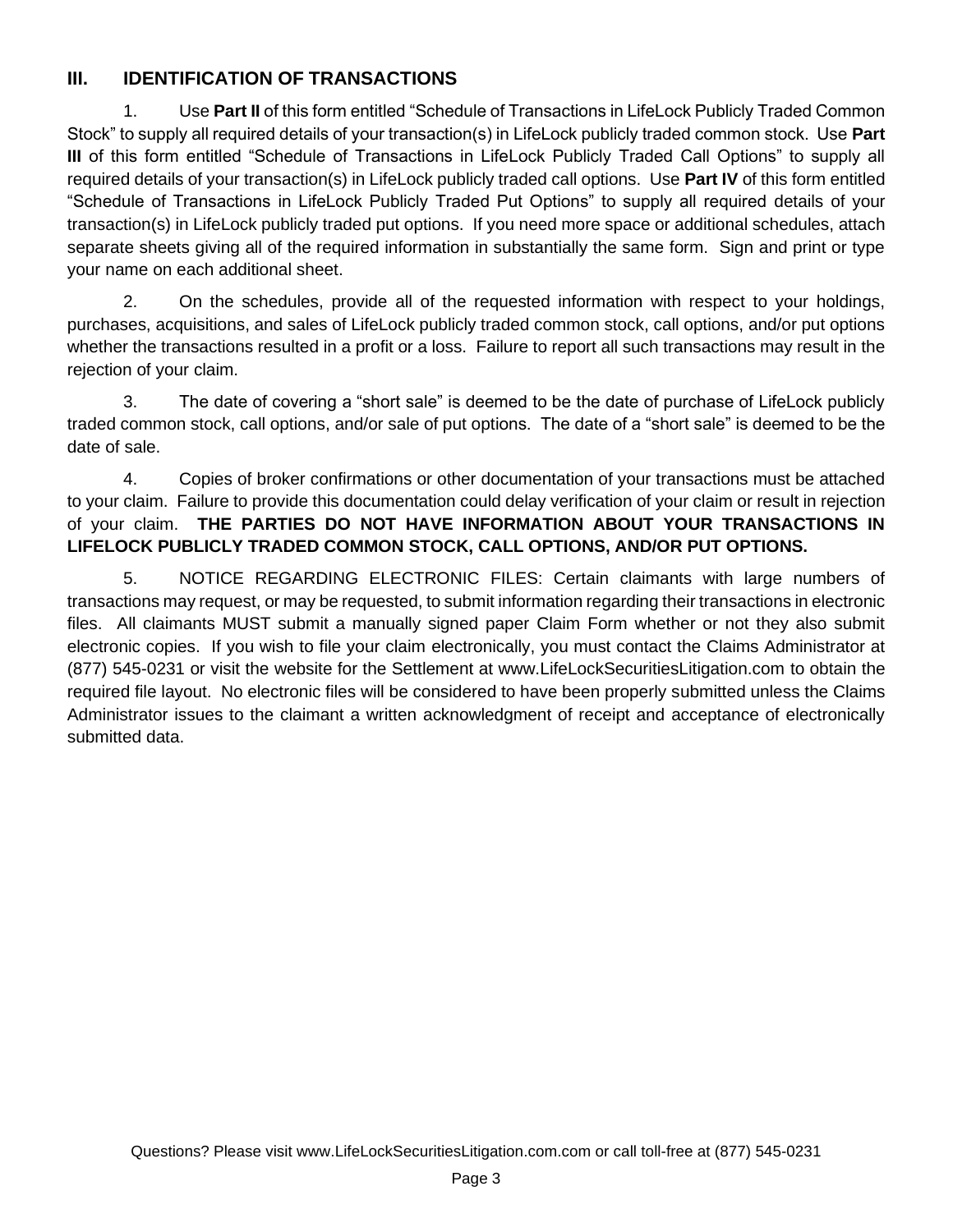## III. IDENTIFICATION OF TRANSACTIONS

1. Use **Part II** of this form entitled "Schedule of Transactions in LifeLock Publicly Traded Common Stock" to supply all required details of your transaction(s) in LifeLock publicly traded common stock. Use **Part III** of this form entitled "Schedule of Transactions in LifeLock Publicly Traded Call Options" to supply all required details of your transaction(s) in LifeLock publicly traded call options. Use **Part IV** of this form entitled "Schedule of Transactions in LifeLock Publicly Traded Put Options" to supply all required details of your transaction(s) in LifeLock publicly traded put options. If you need more space or additional schedules, attach separate sheets giving all of the required information in substantially the same form. Sign and print or type your name on each additional sheet.

2. On the schedules, provide all of the requested information with respect to your holdings, purchases, acquisitions, and sales of LifeLock publicly traded common stock, call options, and/or put options whether the transactions resulted in a profit or a loss. Failure to report all such transactions may result in the rejection of your claim.

3. The date of covering a "short sale" is deemed to be the date of purchase of LifeLock publicly traded common stock, call options, and/or sale of put options. The date of a "short sale" is deemed to be the date of sale.

4. Copies of broker confirmations or other documentation of your transactions must be attached to your claim. Failure to provide this documentation could delay verification of your claim or result in rejection of your claim. **THE PARTIES DO NOT HAVE INFORMATION ABOUT YOUR TRANSACTIONS IN LIFELOCK PUBLICLY TRADED COMMON STOCK, CALL OPTIONS, AND/OR PUT OPTIONS.**

5. NOTICE REGARDING ELECTRONIC FILES: Certain claimants with large numbers of transactions may request, or may be requested, to submit information regarding their transactions in electronic files. All claimants MUST submit a manually signed paper Claim Form whether or not they also submit electronic copies. If you wish to file your claim electronically, you must contact the Claims Administrator at (877) 545-0231 or visit the website for the Settlement at www.LifeLockSecuritiesLitigation.com to obtain the required file layout. No electronic files will be considered to have been properly submitted unless the Claims Administrator issues to the claimant a written acknowledgment of receipt and acceptance of electronically submitted data.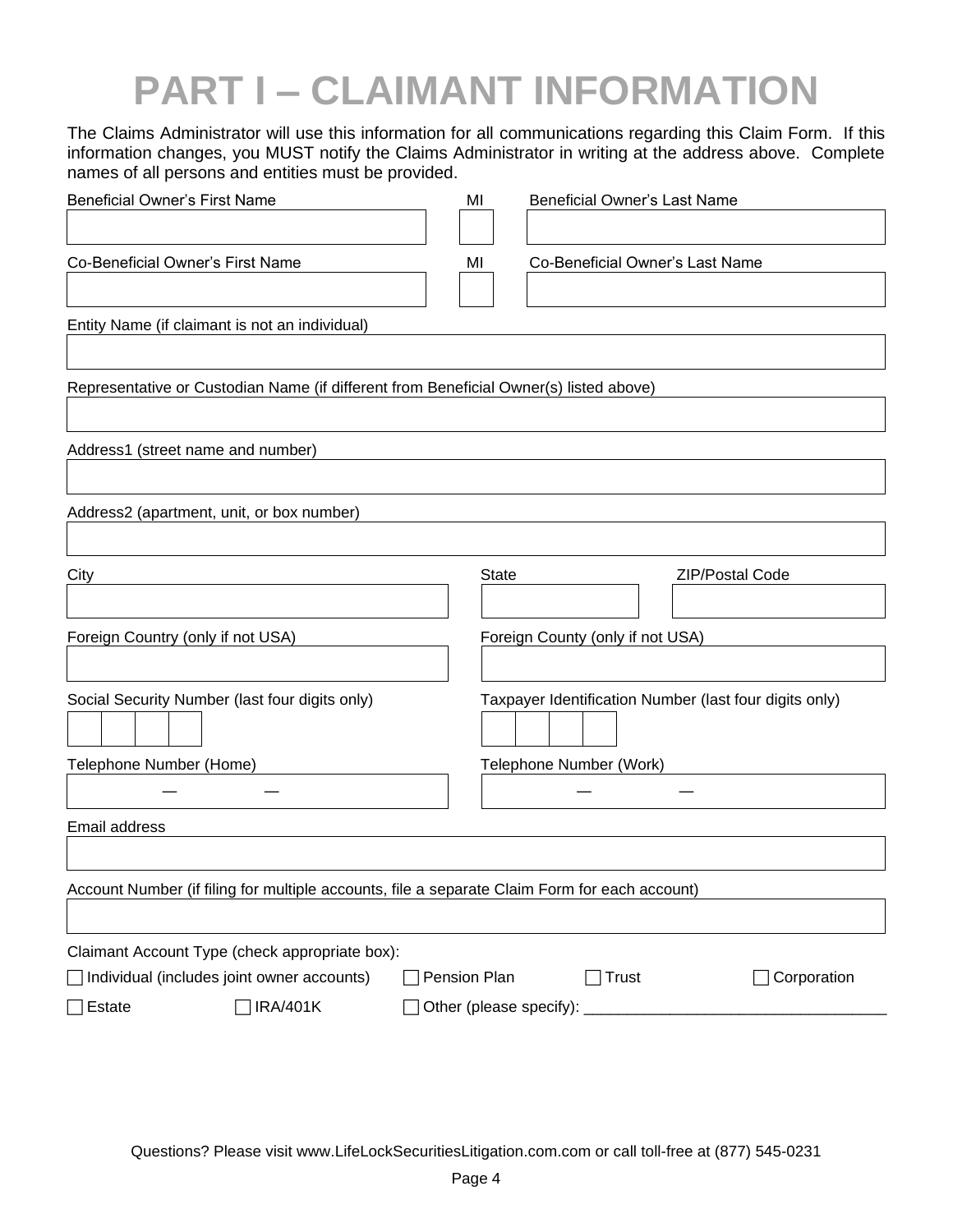# PART I – CLAIMANT INFORMATION

The Claims Administrator will use this information for all communications regarding this Claim Form. If this information changes, you MUST notify the Claims Administrator in writing at the address above. Complete names of all persons and entities must be provided.

Beneficial Owner's First Name ____________ MI ____ Beneficial Owner's Last Name ____________

Co-Beneficial Owner's First Name ____________ MI ____ Co-Beneficial Owner's Last Name ____________

Entity Name (if claimant is not an individual) ____________

Representative or Custodian Name (if different from Beneficial Owner(s) listed above) ____________

Address1 (street name and number) ____________

Address2 (apartment, unit, or box number) ____________

City ____________ State ____________ ZIP/Postal Code ____________

Foreign Country (only if not USA) ____________ Foreign County (only if not USA) ____________

Social Security Number (last four digits only) ____________ Taxpayer Identification Number (last four digits only) ____________

Telephone Number (Home) — — Telephone Number (Work) — —

Email address ____________

Account Number (if filing for multiple accounts, file a separate Claim Form for each account) ____________

Claimant Account Type (check appropriate box):

☐ Individual (includes joint owner accounts) ☐ Pension Plan ☐ Trust ☐ Corporation

☐ Estate ☐ IRA/401K ☐ Other (please specify): ____________________________________

Questions? Please visit www.LifeLockSecuritiesLitigation.com.com or call toll-free at (877) 545-0231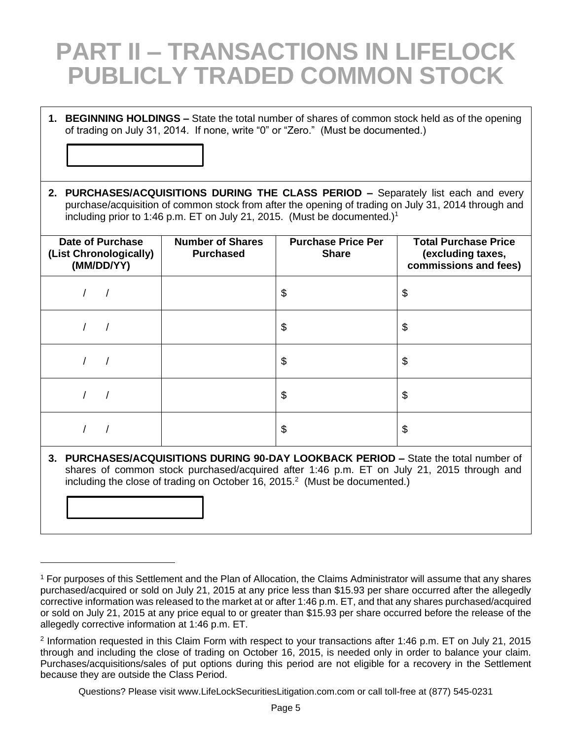# PART II – TRANSACTIONS IN LIFELOCK PUBLICLY TRADED COMMON STOCK

1. **BEGINNING HOLDINGS –** State the total number of shares of common stock held as of the opening of trading on July 31, 2014. If none, write "0" or "Zero." (Must be documented.)

   | |
   |---|
   | |

2. **PURCHASES/ACQUISITIONS DURING THE CLASS PERIOD –** Separately list each and every purchase/acquisition of common stock from after the opening of trading on July 31, 2014 through and including prior to 1:46 p.m. ET on July 21, 2015. (Must be documented.)[1]

| Date of Purchase (List Chronologically) (MM/DD/YY) | Number of Shares Purchased | Purchase Price Per Share | Total Purchase Price (excluding taxes, commissions and fees) |
|---|---|---|---|
| / / | | $ | $ |
| / / | | $ | $ |
| / / | | $ | $ |
| / / | | $ | $ |
| / / | | $ | $ |

3. **PURCHASES/ACQUISITIONS DURING 90-DAY LOOKBACK PERIOD –** State the total number of shares of common stock purchased/acquired after 1:46 p.m. ET on July 21, 2015 through and including the close of trading on October 16, 2015.[2] (Must be documented.)

   | |
   |---|
   | |

---

[1] For purposes of this Settlement and the Plan of Allocation, the Claims Administrator will assume that any shares purchased/acquired or sold on July 21, 2015 at any price less than $15.93 per share occurred after the allegedly corrective information was released to the market at or after 1:46 p.m. ET, and that any shares purchased/acquired or sold on July 21, 2015 at any price equal to or greater than $15.93 per share occurred before the release of the allegedly corrective information at 1:46 p.m. ET.

[2] Information requested in this Claim Form with respect to your transactions after 1:46 p.m. ET on July 21, 2015 through and including the close of trading on October 16, 2015, is needed only in order to balance your claim. Purchases/acquisitions/sales of put options during this period are not eligible for a recovery in the Settlement because they are outside the Class Period.

Questions? Please visit www.LifeLockSecuritiesLitigation.com.com or call toll-free at (877) 545-0231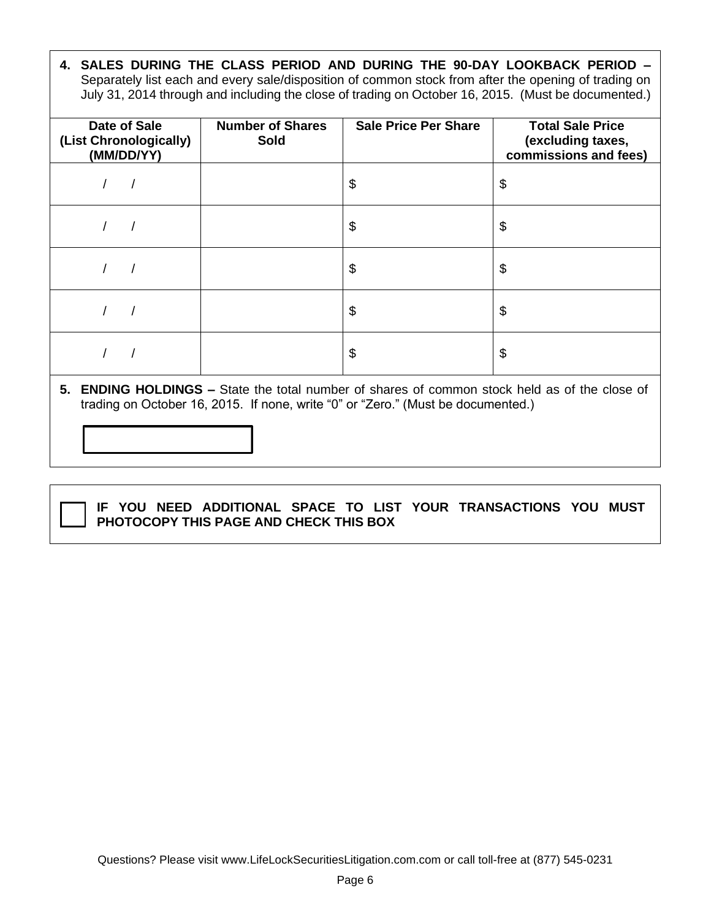**4. SALES DURING THE CLASS PERIOD AND DURING THE 90-DAY LOOKBACK PERIOD –** Separately list each and every sale/disposition of common stock from after the opening of trading on July 31, 2014 through and including the close of trading on October 16, 2015. (Must be documented.)

| Date of Sale (List Chronologically) (MM/DD/YY) | Number of Shares Sold | Sale Price Per Share | Total Sale Price (excluding taxes, commissions and fees) |
|---|---|---|---|
| / / | | $ | $ |
| / / | | $ | $ |
| / / | | $ | $ |
| / / | | $ | $ |
| / / | | $ | $ |

**5. ENDING HOLDINGS –** State the total number of shares of common stock held as of the close of trading on October 16, 2015. If none, write "0" or "Zero." (Must be documented.)

☐ **IF YOU NEED ADDITIONAL SPACE TO LIST YOUR TRANSACTIONS YOU MUST PHOTOCOPY THIS PAGE AND CHECK THIS BOX**

Questions? Please visit www.LifeLockSecuritiesLitigation.com.com or call toll-free at (877) 545-0231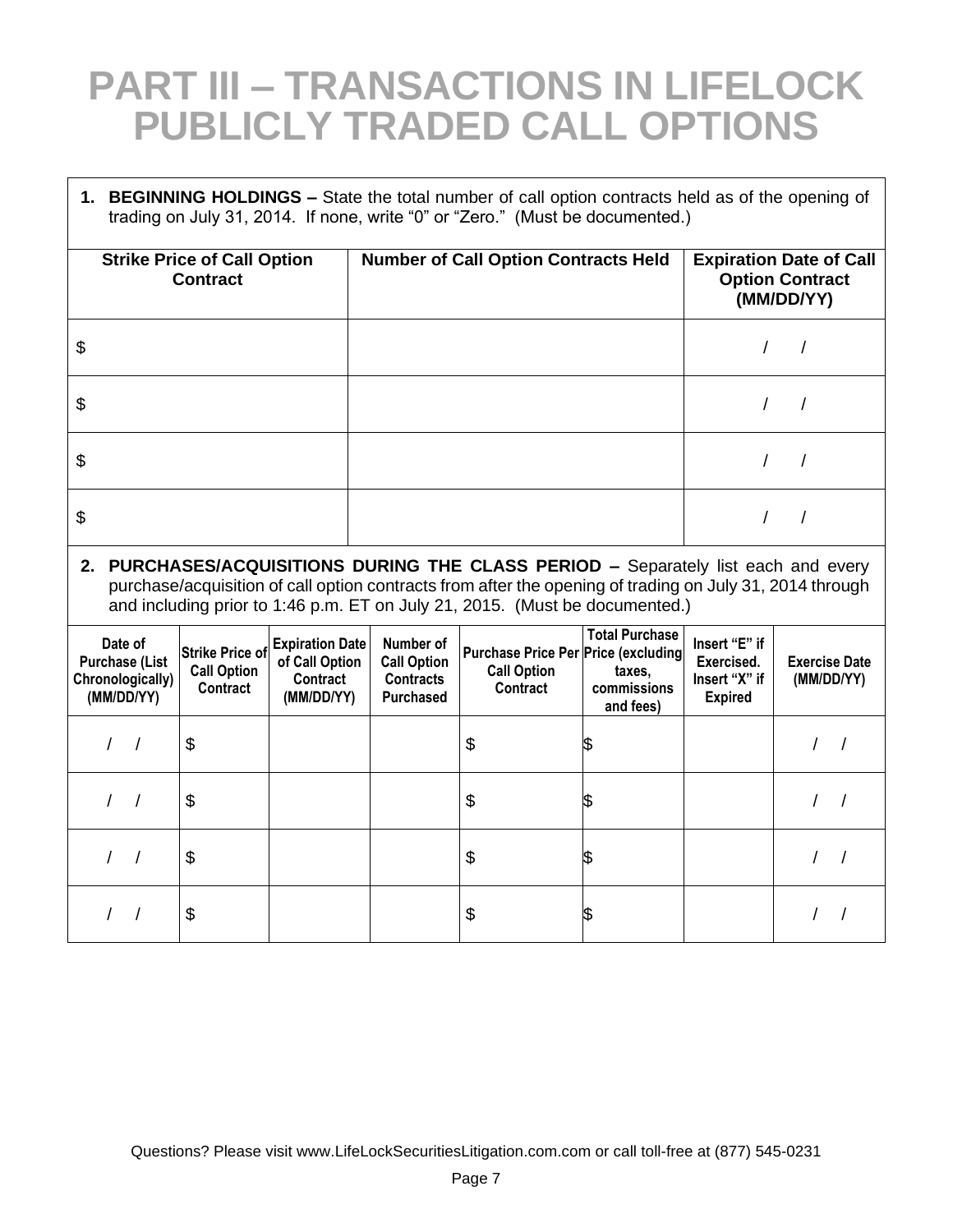# PART III – TRANSACTIONS IN LIFELOCK PUBLICLY TRADED CALL OPTIONS

1. **BEGINNING HOLDINGS –** State the total number of call option contracts held as of the opening of trading on July 31, 2014. If none, write "0" or "Zero." (Must be documented.)

| Strike Price of Call Option Contract | Number of Call Option Contracts Held | Expiration Date of Call Option Contract (MM/DD/YY) |
|---|---|---|
| $ | | / / |
| $ | | / / |
| $ | | / / |
| $ | | / / |

2. **PURCHASES/ACQUISITIONS DURING THE CLASS PERIOD –** Separately list each and every purchase/acquisition of call option contracts from after the opening of trading on July 31, 2014 through and including prior to 1:46 p.m. ET on July 21, 2015. (Must be documented.)

| Date of Purchase (List Chronologically) (MM/DD/YY) | Strike Price of Call Option Contract | Expiration Date of Call Option Contract (MM/DD/YY) | Number of Call Option Contracts Purchased | Purchase Price Per Call Option Contract | Total Purchase Price (excluding taxes, commissions and fees) | Insert "E" if Exercised. Insert "X" if Expired | Exercise Date (MM/DD/YY) |
|---|---|---|---|---|---|---|---|
| / / | $ | | | $ | $ | | / / |
| / / | $ | | | $ | $ | | / / |
| / / | $ | | | $ | $ | | / / |
| / / | $ | | | $ | $ | | / / |

Questions? Please visit www.LifeLockSecuritiesLitigation.com.com or call toll-free at (877) 545-0231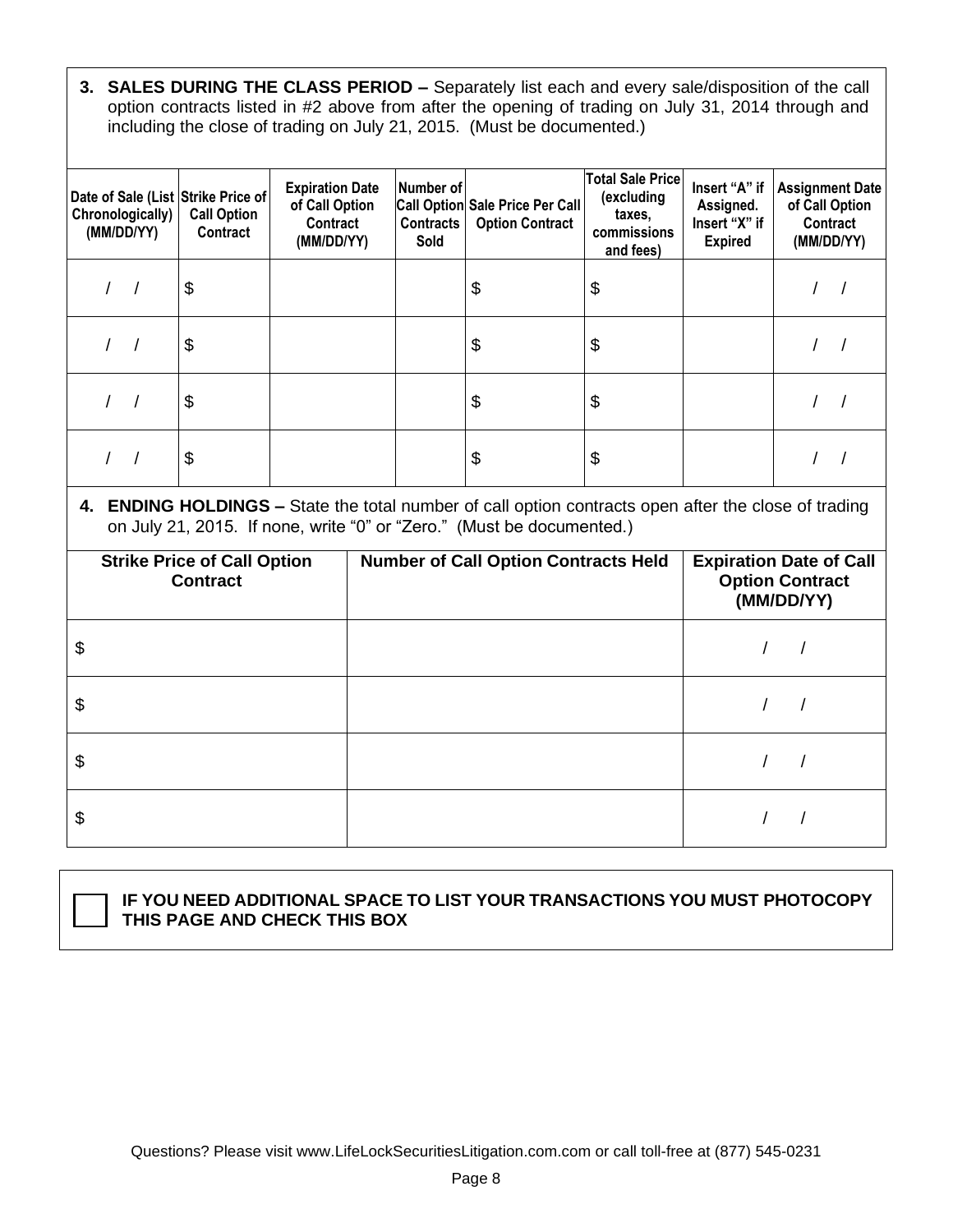**3. SALES DURING THE CLASS PERIOD –** Separately list each and every sale/disposition of the call option contracts listed in #2 above from after the opening of trading on July 31, 2014 through and including the close of trading on July 21, 2015. (Must be documented.)

| Date of Sale (List Chronologically) (MM/DD/YY) | Strike Price of Call Option Contract | Expiration Date of Call Option Contract (MM/DD/YY) | Number of Call Option Contracts Sold | Sale Price Per Call Option Contract | Total Sale Price (excluding taxes, commissions and fees) | Insert "A" if Assigned. Insert "X" if Expired | Assignment Date of Call Option Contract (MM/DD/YY) |
|---|---|---|---|---|---|---|---|
| / / | $ | | | $ | $ | | / / |
| / / | $ | | | $ | $ | | / / |
| / / | $ | | | $ | $ | | / / |
| / / | $ | | | $ | $ | | / / |

**4. ENDING HOLDINGS –** State the total number of call option contracts open after the close of trading on July 21, 2015. If none, write "0" or "Zero." (Must be documented.)

| Strike Price of Call Option Contract | Number of Call Option Contracts Held | Expiration Date of Call Option Contract (MM/DD/YY) |
|---|---|---|
| $ | | / / |
| $ | | / / |
| $ | | / / |
| $ | | / / |

☐ **IF YOU NEED ADDITIONAL SPACE TO LIST YOUR TRANSACTIONS YOU MUST PHOTOCOPY THIS PAGE AND CHECK THIS BOX**

Questions? Please visit www.LifeLockSecuritiesLitigation.com.com or call toll-free at (877) 545-0231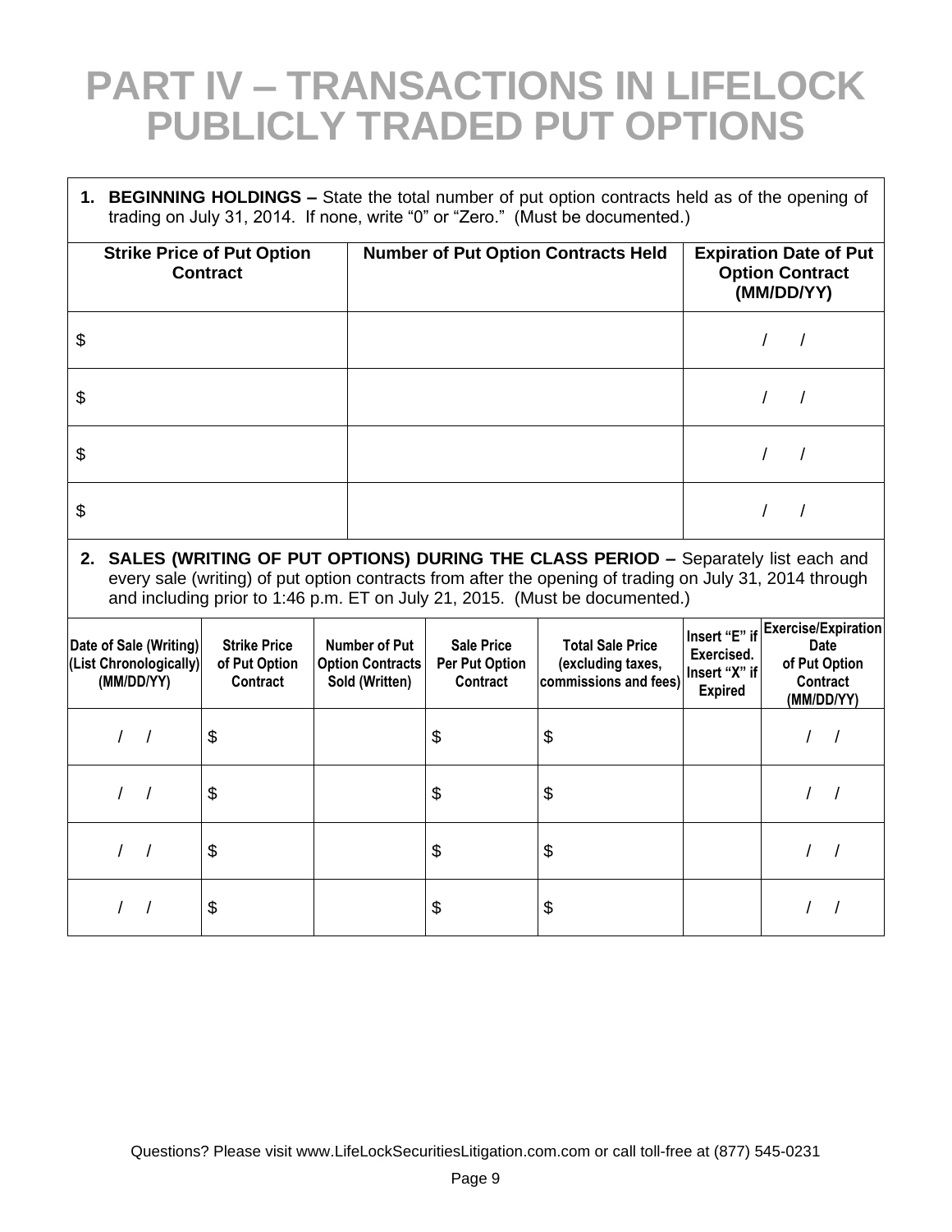# PART IV – TRANSACTIONS IN LIFELOCK PUBLICLY TRADED PUT OPTIONS

**1. BEGINNING HOLDINGS –** State the total number of put option contracts held as of the opening of trading on July 31, 2014. If none, write "0" or "Zero." (Must be documented.)

| Strike Price of Put Option Contract | Number of Put Option Contracts Held | Expiration Date of Put Option Contract (MM/DD/YY) |
|---|---|---|
| $ | | / / |
| $ | | / / |
| $ | | / / |
| $ | | / / |

**2. SALES (WRITING OF PUT OPTIONS) DURING THE CLASS PERIOD –** Separately list each and every sale (writing) of put option contracts from after the opening of trading on July 31, 2014 through and including prior to 1:46 p.m. ET on July 21, 2015. (Must be documented.)

| Date of Sale (Writing) (List Chronologically) (MM/DD/YY) | Strike Price of Put Option Contract | Number of Put Option Contracts Sold (Written) | Sale Price Per Put Option Contract | Total Sale Price (excluding taxes, commissions and fees) | Insert "E" if Exercised. Insert "X" if Expired | Exercise/Expiration Date of Put Option Contract (MM/DD/YY) |
|---|---|---|---|---|---|---|
| / / | $ | | $ | $ | | / / |
| / / | $ | | $ | $ | | / / |
| / / | $ | | $ | $ | | / / |
| / / | $ | | $ | $ | | / / |

Questions? Please visit www.LifeLockSecuritiesLitigation.com.com or call toll-free at (877) 545-0231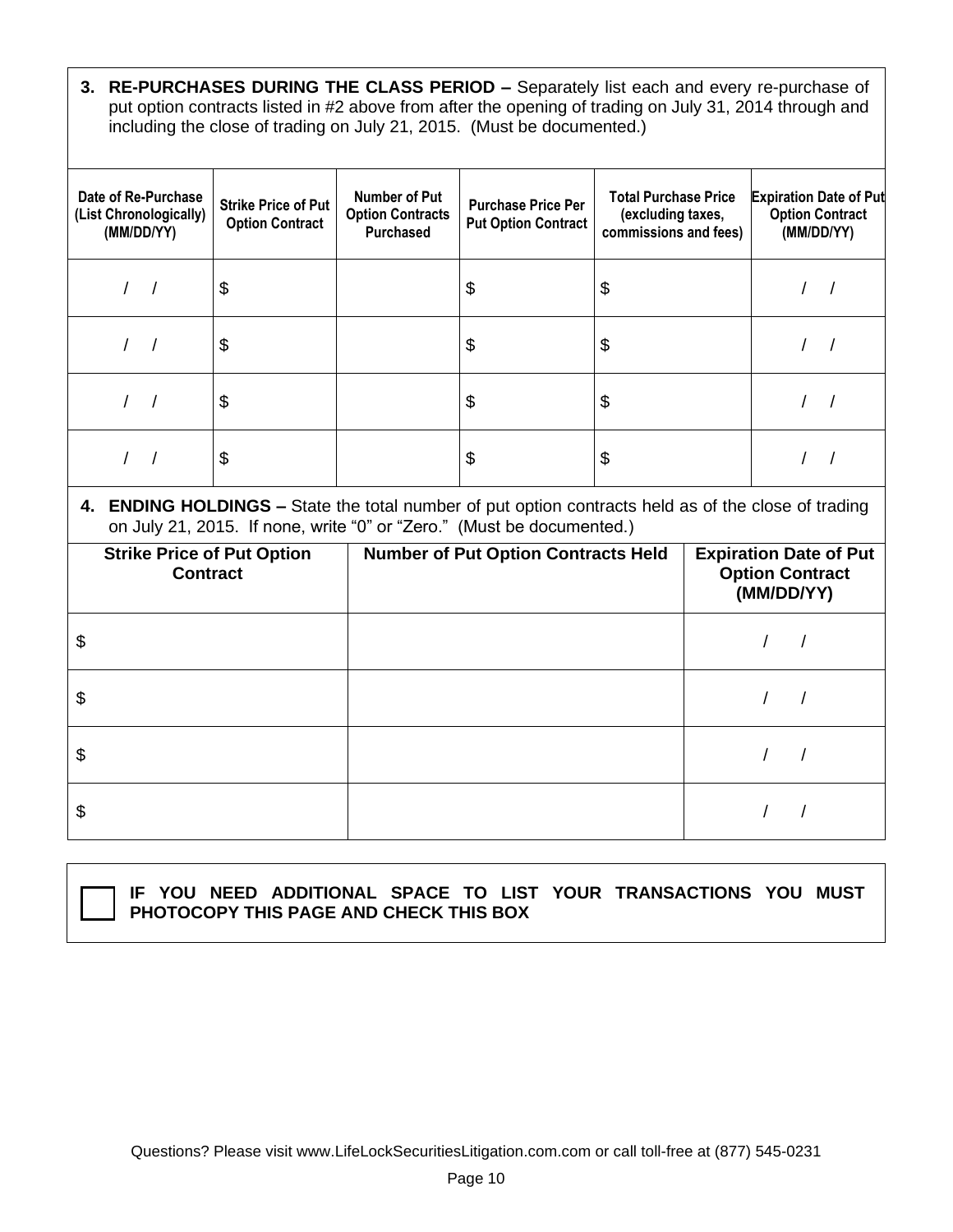**3. RE-PURCHASES DURING THE CLASS PERIOD –** Separately list each and every re-purchase of put option contracts listed in #2 above from after the opening of trading on July 31, 2014 through and including the close of trading on July 21, 2015. (Must be documented.)

| Date of Re-Purchase (List Chronologically) (MM/DD/YY) | Strike Price of Put Option Contract | Number of Put Option Contracts Purchased | Purchase Price Per Put Option Contract | Total Purchase Price (excluding taxes, commissions and fees) | Expiration Date of Put Option Contract (MM/DD/YY) |
|---|---|---|---|---|---|
| / / | $ | | $ | $ | / / |
| / / | $ | | $ | $ | / / |
| / / | $ | | $ | $ | / / |
| / / | $ | | $ | $ | / / |

**4. ENDING HOLDINGS –** State the total number of put option contracts held as of the close of trading on July 21, 2015. If none, write "0" or "Zero." (Must be documented.)

| Strike Price of Put Option Contract | Number of Put Option Contracts Held | Expiration Date of Put Option Contract (MM/DD/YY) |
|---|---|---|
| $ | | / / |
| $ | | / / |
| $ | | / / |
| $ | | / / |

☐ **IF YOU NEED ADDITIONAL SPACE TO LIST YOUR TRANSACTIONS YOU MUST PHOTOCOPY THIS PAGE AND CHECK THIS BOX**

Questions? Please visit www.LifeLockSecuritiesLitigation.com.com or call toll-free at (877) 545-0231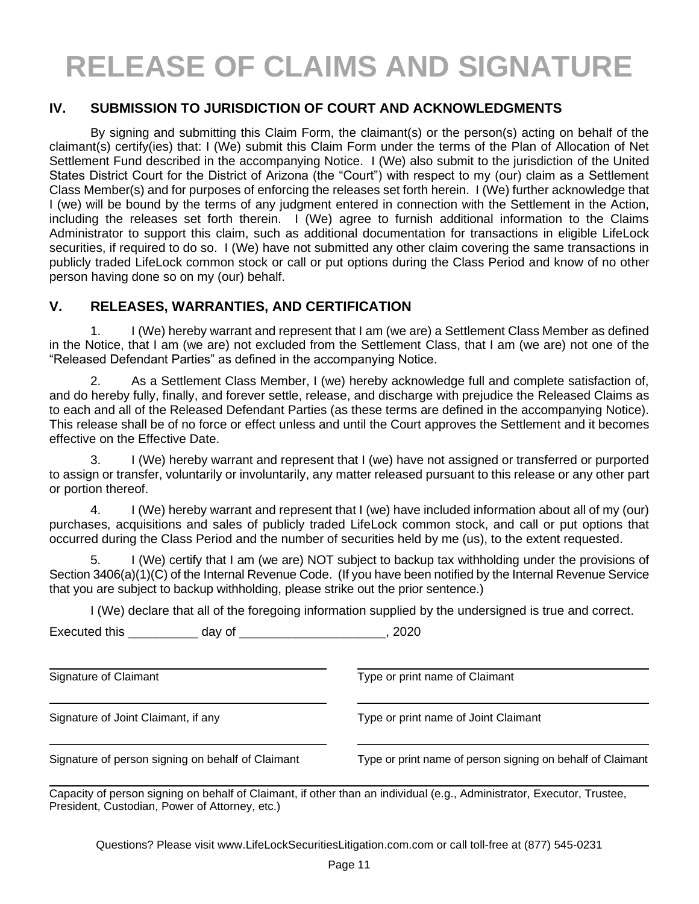# RELEASE OF CLAIMS AND SIGNATURE

## IV. SUBMISSION TO JURISDICTION OF COURT AND ACKNOWLEDGMENTS

By signing and submitting this Claim Form, the claimant(s) or the person(s) acting on behalf of the claimant(s) certify(ies) that: I (We) submit this Claim Form under the terms of the Plan of Allocation of Net Settlement Fund described in the accompanying Notice. I (We) also submit to the jurisdiction of the United States District Court for the District of Arizona (the "Court") with respect to my (our) claim as a Settlement Class Member(s) and for purposes of enforcing the releases set forth herein. I (We) further acknowledge that I (we) will be bound by the terms of any judgment entered in connection with the Settlement in the Action, including the releases set forth therein. I (We) agree to furnish additional information to the Claims Administrator to support this claim, such as additional documentation for transactions in eligible LifeLock securities, if required to do so. I (We) have not submitted any other claim covering the same transactions in publicly traded LifeLock common stock or call or put options during the Class Period and know of no other person having done so on my (our) behalf.

## V. RELEASES, WARRANTIES, AND CERTIFICATION

1. I (We) hereby warrant and represent that I am (we are) a Settlement Class Member as defined in the Notice, that I am (we are) not excluded from the Settlement Class, that I am (we are) not one of the "Released Defendant Parties" as defined in the accompanying Notice.

2. As a Settlement Class Member, I (we) hereby acknowledge full and complete satisfaction of, and do hereby fully, finally, and forever settle, release, and discharge with prejudice the Released Claims as to each and all of the Released Defendant Parties (as these terms are defined in the accompanying Notice). This release shall be of no force or effect unless and until the Court approves the Settlement and it becomes effective on the Effective Date.

3. I (We) hereby warrant and represent that I (we) have not assigned or transferred or purported to assign or transfer, voluntarily or involuntarily, any matter released pursuant to this release or any other part or portion thereof.

4. I (We) hereby warrant and represent that I (we) have included information about all of my (our) purchases, acquisitions and sales of publicly traded LifeLock common stock, and call or put options that occurred during the Class Period and the number of securities held by me (us), to the extent requested.

5. I (We) certify that I am (we are) NOT subject to backup tax withholding under the provisions of Section 3406(a)(1)(C) of the Internal Revenue Code. (If you have been notified by the Internal Revenue Service that you are subject to backup withholding, please strike out the prior sentence.)

I (We) declare that all of the foregoing information supplied by the undersigned is true and correct.

Executed this __________ day of ____________________, 2020

| | |
|---|---|
| Signature of Claimant | Type or print name of Claimant |
| Signature of Joint Claimant, if any | Type or print name of Joint Claimant |
| Signature of person signing on behalf of Claimant | Type or print name of person signing on behalf of Claimant |

Capacity of person signing on behalf of Claimant, if other than an individual (e.g., Administrator, Executor, Trustee, President, Custodian, Power of Attorney, etc.)

Questions? Please visit www.LifeLockSecuritiesLitigation.com.com or call toll-free at (877) 545-0231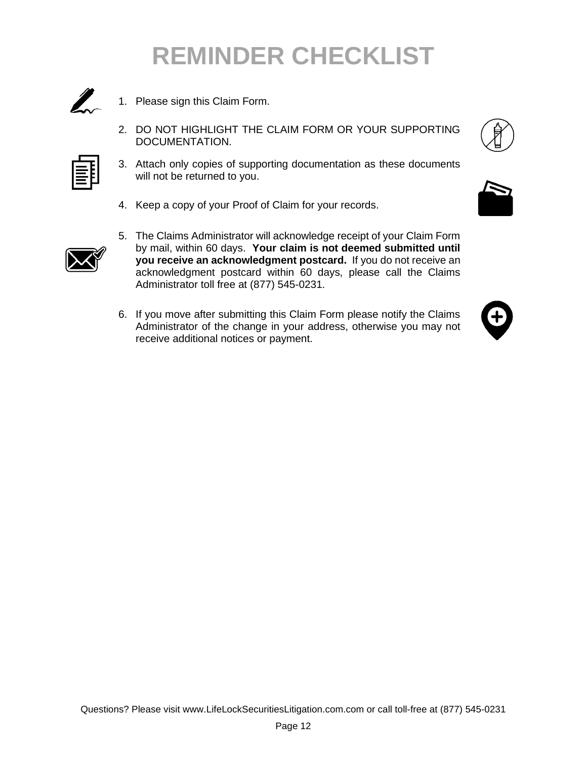# REMINDER CHECKLIST

1. Please sign this Claim Form.
2. DO NOT HIGHLIGHT THE CLAIM FORM OR YOUR SUPPORTING DOCUMENTATION.
3. Attach only copies of supporting documentation as these documents will not be returned to you.
4. Keep a copy of your Proof of Claim for your records.
5. The Claims Administrator will acknowledge receipt of your Claim Form by mail, within 60 days. **Your claim is not deemed submitted until you receive an acknowledgment postcard.** If you do not receive an acknowledgment postcard within 60 days, please call the Claims Administrator toll free at (877) 545-0231.
6. If you move after submitting this Claim Form please notify the Claims Administrator of the change in your address, otherwise you may not receive additional notices or payment.

Questions? Please visit www.LifeLockSecuritiesLitigation.com.com or call toll-free at (877) 545-0231